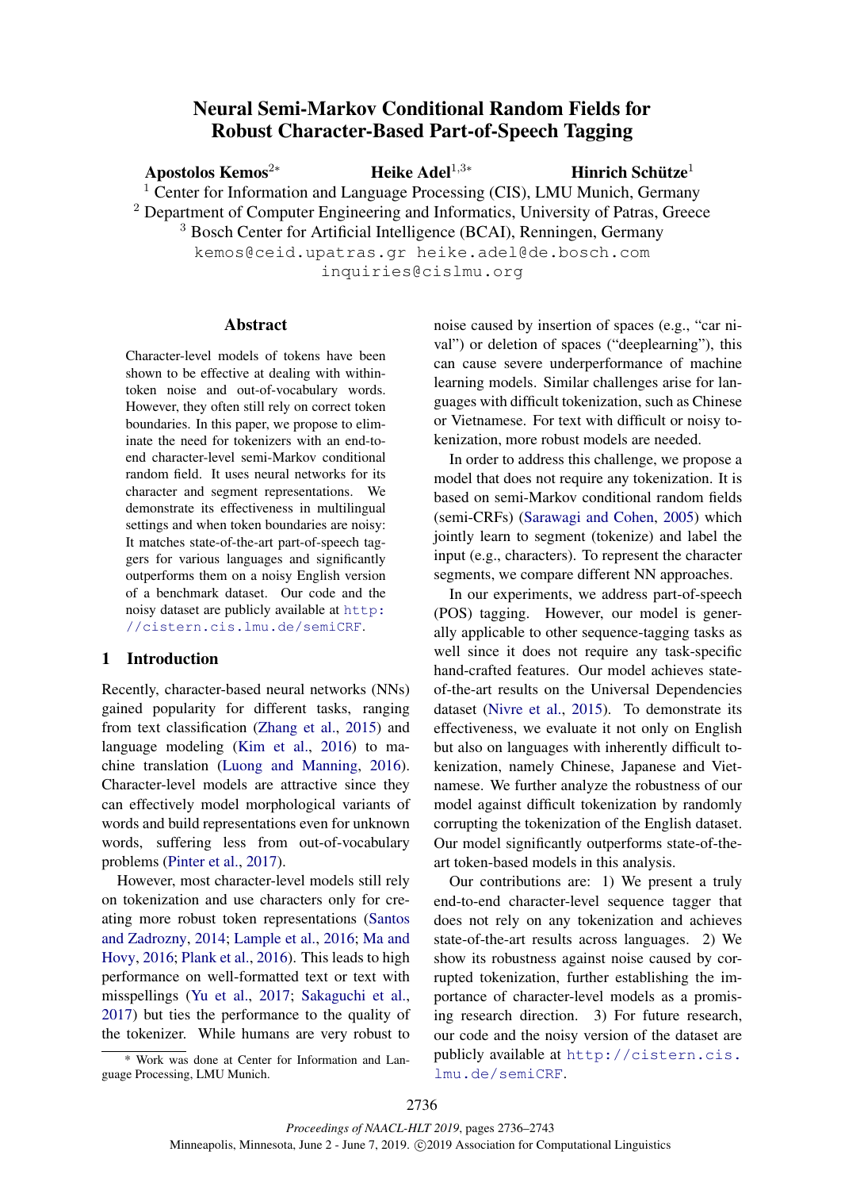# Neural Semi-Markov Conditional Random Fields for Robust Character-Based Part-of-Speech Tagging

**Apostolos Kemos**[2*] **Heike Adel**[1,3*] **Hinrich Schütze**[1]

[1] Center for Information and Language Processing (CIS), LMU Munich, Germany
[2] Department of Computer Engineering and Informatics, University of Patras, Greece
[3] Bosch Center for Artificial Intelligence (BCAI), Renningen, Germany

kemos@ceid.upatras.gr heike.adel@de.bosch.com
inquiries@cislmu.org

## Abstract

Character-level models of tokens have been shown to be effective at dealing with within-token noise and out-of-vocabulary words. However, they often still rely on correct token boundaries. In this paper, we propose to eliminate the need for tokenizers with an end-to-end character-level semi-Markov conditional random field. It uses neural networks for its character and segment representations. We demonstrate its effectiveness in multilingual settings and when token boundaries are noisy: It matches state-of-the-art part-of-speech taggers for various languages and significantly outperforms them on a noisy English version of a benchmark dataset. Our code and the noisy dataset are publicly available at http://cistern.cis.lmu.de/semiCRF.

## 1 Introduction

Recently, character-based neural networks (NNs) gained popularity for different tasks, ranging from text classification (Zhang et al., 2015) and language modeling (Kim et al., 2016) to machine translation (Luong and Manning, 2016). Character-level models are attractive since they can effectively model morphological variants of words and build representations even for unknown words, suffering less from out-of-vocabulary problems (Pinter et al., 2017).

However, most character-level models still rely on tokenization and use characters only for creating more robust token representations (Santos and Zadrozny, 2014; Lample et al., 2016; Ma and Hovy, 2016; Plank et al., 2016). This leads to high performance on well-formatted text or text with misspellings (Yu et al., 2017; Sakaguchi et al., 2017) but ties the performance to the quality of the tokenizer. While humans are very robust to noise caused by insertion of spaces (e.g., "car nival") or deletion of spaces ("deeplearning"), this can cause severe underperformance of machine learning models. Similar challenges arise for languages with difficult tokenization, such as Chinese or Vietnamese. For text with difficult or noisy tokenization, more robust models are needed.

In order to address this challenge, we propose a model that does not require any tokenization. It is based on semi-Markov conditional random fields (semi-CRFs) (Sarawagi and Cohen, 2005) which jointly learn to segment (tokenize) and label the input (e.g., characters). To represent the character segments, we compare different NN approaches.

In our experiments, we address part-of-speech (POS) tagging. However, our model is generally applicable to other sequence-tagging tasks as well since it does not require any task-specific hand-crafted features. Our model achieves state-of-the-art results on the Universal Dependencies dataset (Nivre et al., 2015). To demonstrate its effectiveness, we evaluate it not only on English but also on languages with inherently difficult tokenization, namely Chinese, Japanese and Vietnamese. We further analyze the robustness of our model against difficult tokenization by randomly corrupting the tokenization of the English dataset. Our model significantly outperforms state-of-the-art token-based models in this analysis.

Our contributions are: 1) We present a truly end-to-end character-level sequence tagger that does not rely on any tokenization and achieves state-of-the-art results across languages. 2) We show its robustness against noise caused by corrupted tokenization, further establishing the importance of character-level models as a promising research direction. 3) For future research, our code and the noisy version of the dataset are publicly available at http://cistern.cis.lmu.de/semiCRF.

[*] Work was done at Center for Information and Language Processing, LMU Munich.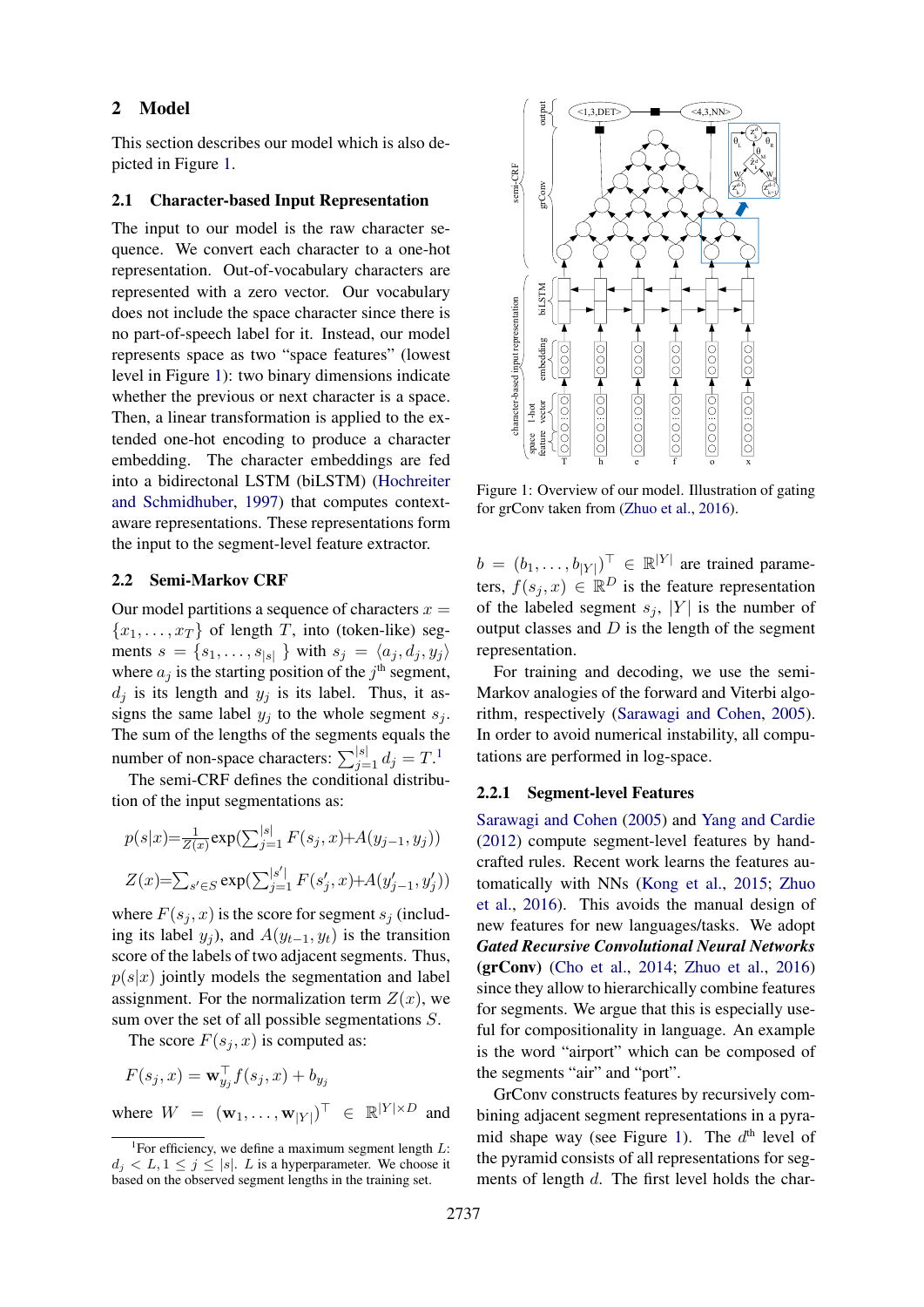## 2 Model

This section describes our model which is also depicted in Figure 1.

### 2.1 Character-based Input Representation

The input to our model is the raw character sequence. We convert each character to a one-hot representation. Out-of-vocabulary characters are represented with a zero vector. Our vocabulary does not include the space character since there is no part-of-speech label for it. Instead, our model represents space as two "space features" (lowest level in Figure 1): two binary dimensions indicate whether the previous or next character is a space. Then, a linear transformation is applied to the extended one-hot encoding to produce a character embedding. The character embeddings are fed into a bidirectional LSTM (biLSTM) (Hochreiter and Schmidhuber, 1997) that computes context-aware representations. These representations form the input to the segment-level feature extractor.

### 2.2 Semi-Markov CRF

Our model partitions a sequence of characters $x = \{x_1, \ldots, x_T\}$ of length $T$, into (token-like) segments $s = \{s_1, \ldots, s_{|s|}\}$ with $s_j = \langle a_j, d_j, y_j \rangle$ where $a_j$ is the starting position of the $j^{\text{th}}$ segment, $d_j$ is its length and $y_j$ is its label. Thus, it assigns the same label $y_j$ to the whole segment $s_j$. The sum of the lengths of the segments equals the number of non-space characters: $\sum_{j=1}^{|s|} d_j = T$.[1]

The semi-CRF defines the conditional distribution of the input segmentations as:

$$p(s|x) = \frac{1}{Z(x)} \exp\left(\sum_{j=1}^{|s|} F(s_j, x) + A(y_{j-1}, y_j)\right)$$

$$Z(x) = \sum_{s' \in S} \exp\left(\sum_{j=1}^{|s'|} F(s'_j, x) + A(y'_{j-1}, y'_j)\right)$$

where $F(s_j, x)$ is the score for segment $s_j$ (including its label $y_j$), and $A(y_{t-1}, y_t)$ is the transition score of the labels of two adjacent segments. Thus, $p(s|x)$ jointly models the segmentation and label assignment. For the normalization term $Z(x)$, we sum over the set of all possible segmentations $S$.

The score $F(s_j, x)$ is computed as:

$$F(s_j, x) = \mathbf{w}_{y_j}^\top f(s_j, x) + b_{y_j}$$

where $W = (\mathbf{w}_1, \ldots, \mathbf{w}_{|Y|})^\top \in \mathbb{R}^{|Y| \times D}$ and $b = (b_1, \ldots, b_{|Y|})^\top \in \mathbb{R}^{|Y|}$ are trained parameters, $f(s_j, x) \in \mathbb{R}^D$ is the feature representation of the labeled segment $s_j$, $|Y|$ is the number of output classes and $D$ is the length of the segment representation.

For training and decoding, we use the semi-Markov analogies of the forward and Viterbi algorithm, respectively (Sarawagi and Cohen, 2005). In order to avoid numerical instability, all computations are performed in log-space.

[1] For efficiency, we define a maximum segment length $L$: $d_j < L, 1 \leq j \leq |s|$. $L$ is a hyperparameter. We choose it based on the observed segment lengths in the training set.

Figure 1: Overview of our model. Illustration of gating for grConv taken from (Zhuo et al., 2016).

#### 2.2.1 Segment-level Features

Sarawagi and Cohen (2005) and Yang and Cardie (2012) compute segment-level features by handcrafted rules. Recent work learns the features automatically with NNs (Kong et al., 2015; Zhuo et al., 2016). This avoids the manual design of new features for new languages/tasks. We adopt ***Gated Recursive Convolutional Neural Networks* (grConv)** (Cho et al., 2014; Zhuo et al., 2016) since they allow to hierarchically combine features for segments. We argue that this is especially useful for compositionality in language. An example is the word "airport" which can be composed of the segments "air" and "port".

GrConv constructs features by recursively combining adjacent segment representations in a pyramid shape way (see Figure 1). The $d^{\text{th}}$ level of the pyramid consists of all representations for segments of length $d$. The first level holds the char-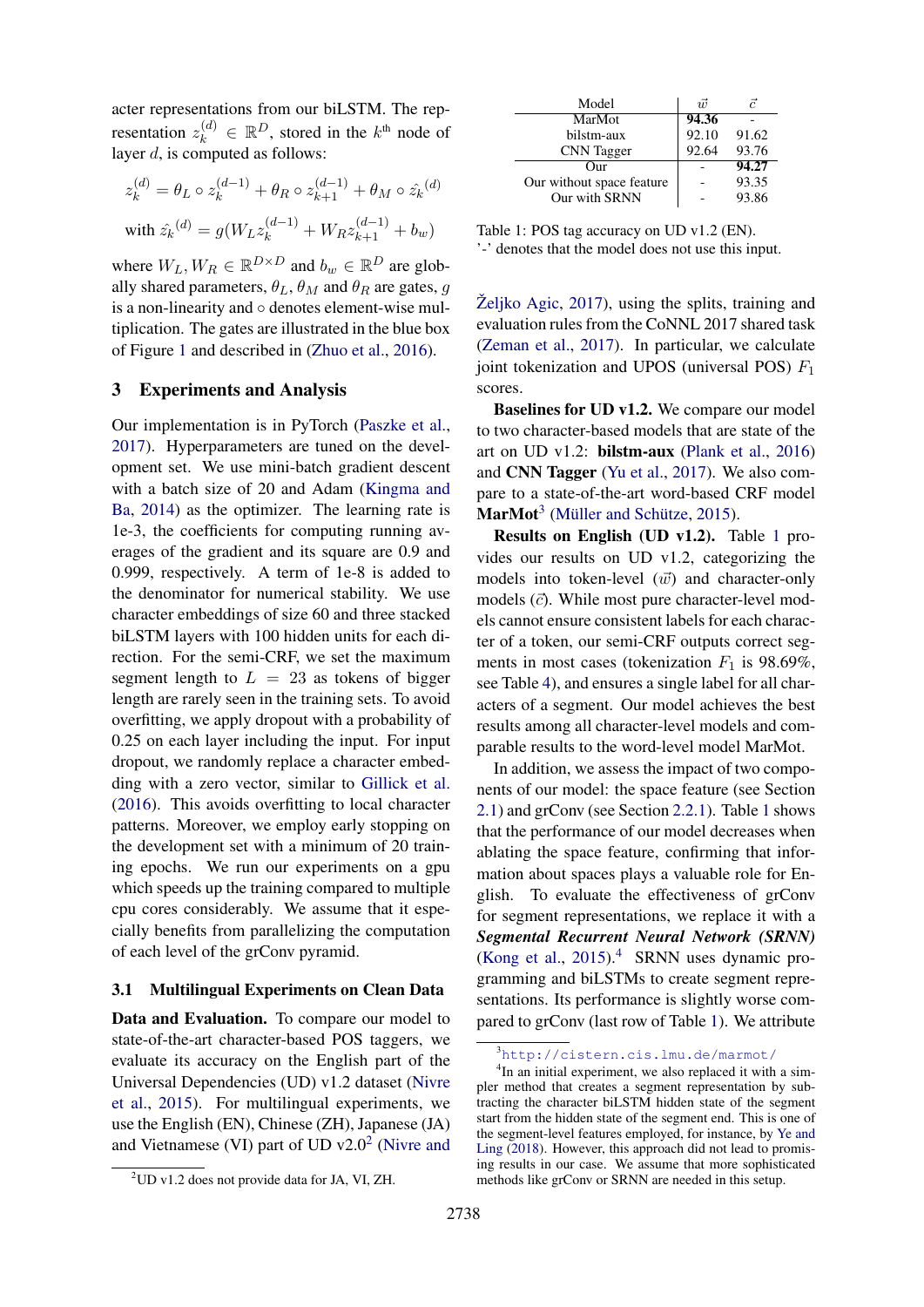acter representations from our biLSTM. The representation $z_k^{(d)} \in \mathbb{R}^D$, stored in the $k^{\text{th}}$ node of layer $d$, is computed as follows:

$$z_k^{(d)} = \theta_L \circ z_k^{(d-1)} + \theta_R \circ z_{k+1}^{(d-1)} + \theta_M \circ \hat{z}_k^{(d)}$$

$$\text{with } \hat{z}_k^{(d)} = g(W_L z_k^{(d-1)} + W_R z_{k+1}^{(d-1)} + b_w)$$

where $W_L, W_R \in \mathbb{R}^{D \times D}$ and $b_w \in \mathbb{R}^D$ are globally shared parameters, $\theta_L$, $\theta_M$ and $\theta_R$ are gates, $g$ is a non-linearity and $\circ$ denotes element-wise multiplication. The gates are illustrated in the blue box of Figure 1 and described in (Zhuo et al., 2016).

## 3 Experiments and Analysis

Our implementation is in PyTorch (Paszke et al., 2017). Hyperparameters are tuned on the development set. We use mini-batch gradient descent with a batch size of 20 and Adam (Kingma and Ba, 2014) as the optimizer. The learning rate is 1e-3, the coefficients for computing running averages of the gradient and its square are 0.9 and 0.999, respectively. A term of 1e-8 is added to the denominator for numerical stability. We use character embeddings of size 60 and three stacked biLSTM layers with 100 hidden units for each direction. For the semi-CRF, we set the maximum segment length to $L = 23$ as tokens of bigger length are rarely seen in the training sets. To avoid overfitting, we apply dropout with a probability of 0.25 on each layer including the input. For input dropout, we randomly replace a character embedding with a zero vector, similar to Gillick et al. (2016). This avoids overfitting to local character patterns. Moreover, we employ early stopping on the development set with a minimum of 20 training epochs. We run our experiments on a gpu which speeds up the training compared to multiple cpu cores considerably. We assume that it especially benefits from parallelizing the computation of each level of the grConv pyramid.

### 3.1 Multilingual Experiments on Clean Data

**Data and Evaluation.** To compare our model to state-of-the-art character-based POS taggers, we evaluate its accuracy on the English part of the Universal Dependencies (UD) v1.2 dataset (Nivre et al., 2015). For multilingual experiments, we use the English (EN), Chinese (ZH), Japanese (JA) and Vietnamese (VI) part of UD v2.0[2] (Nivre and Željko Agic, 2017), using the splits, training and evaluation rules from the CoNLL 2017 shared task (Zeman et al., 2017). In particular, we calculate joint tokenization and UPOS (universal POS) $F_1$ scores.

[2]UD v1.2 does not provide data for JA, VI, ZH.

| Model | $\vec{w}$ | $\vec{c}$ |
|---|---|---|
| MarMot | **94.36** | - |
| bilstm-aux | 92.10 | 91.62 |
| CNN Tagger | 92.64 | 93.76 |
| Our | - | **94.27** |
| Our without space feature | - | 93.35 |
| Our with SRNN | - | 93.86 |

Table 1: POS tag accuracy on UD v1.2 (EN). '-' denotes that the model does not use this input.

**Baselines for UD v1.2.** We compare our model to two character-based models that are state of the art on UD v1.2: **bilstm-aux** (Plank et al., 2016) and **CNN Tagger** (Yu et al., 2017). We also compare to a state-of-the-art word-based CRF model **MarMot**[3] (Müller and Schütze, 2015).

**Results on English (UD v1.2).** Table 1 provides our results on UD v1.2, categorizing the models into token-level ($\vec{w}$) and character-only models ($\vec{c}$). While most pure character-level models cannot ensure consistent labels for each character of a token, our semi-CRF outputs correct segments in most cases (tokenization $F_1$ is 98.69%, see Table 4), and ensures a single label for all characters of a segment. Our model achieves the best results among all character-level models and comparable results to the word-level model MarMot.

In addition, we assess the impact of two components of our model: the space feature (see Section 2.1) and grConv (see Section 2.2.1). Table 1 shows that the performance of our model decreases when ablating the space feature, confirming that information about spaces plays a valuable role for English. To evaluate the effectiveness of grConv for segment representations, we replace it with a ***Segmental Recurrent Neural Network (SRNN)*** (Kong et al., 2015).[4] SRNN uses dynamic programming and biLSTMs to create segment representations. Its performance is slightly worse compared to grConv (last row of Table 1). We attribute

[3]http://cistern.cis.lmu.de/marmot/

[4]In an initial experiment, we also replaced it with a simpler method that creates a segment representation by subtracting the character biLSTM hidden state of the segment start from the hidden state of the segment end. This is one of the segment-level features employed, for instance, by Ye and Ling (2018). However, this approach did not lead to promising results in our case. We assume that more sophisticated methods like grConv or SRNN are needed in this setup.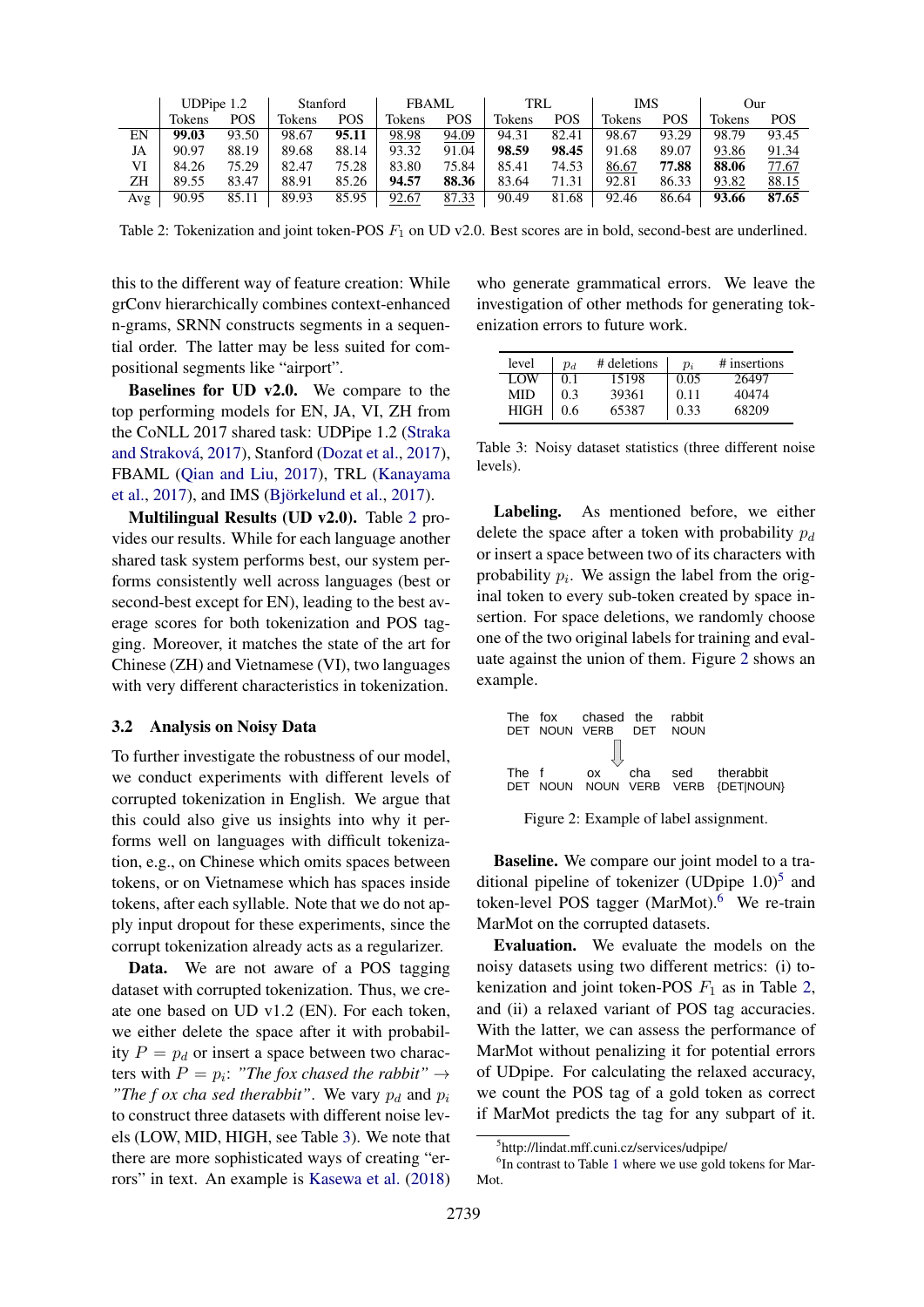|  | UDPipe 1.2 |  | Stanford |  | FBAML |  | TRL |  | IMS |  | Our |  |
|---|---|---|---|---|---|---|---|---|---|---|---|---|
|  | Tokens | POS | Tokens | POS | Tokens | POS | Tokens | POS | Tokens | POS | Tokens | POS |
| EN | **99.03** | 93.50 | 98.67 | **95.11** | 98.98 | 94.09 | 94.31 | 82.41 | 98.67 | 93.29 | 98.79 | 93.45 |
| JA | 90.97 | 88.19 | 89.68 | 88.14 | 93.32 | 91.04 | **98.59** | **98.45** | 91.68 | 89.07 | 93.86 | 91.34 |
| VI | 84.26 | 75.29 | 82.47 | 75.28 | 83.80 | 75.84 | 85.41 | 74.53 | 86.67 | **77.88** | **88.06** | 77.67 |
| ZH | 89.55 | 83.47 | 88.91 | 85.26 | **94.57** | **88.36** | 83.64 | 71.31 | 92.81 | 86.33 | 93.82 | 88.15 |
| Avg | 90.95 | 85.11 | 89.93 | 85.95 | 92.67 | 87.33 | 90.49 | 81.68 | 92.46 | 86.64 | **93.66** | **87.65** |

Table 2: Tokenization and joint token-POS $F_1$ on UD v2.0. Best scores are in bold, second-best are underlined.

this to the different way of feature creation: While grConv hierarchically combines context-enhanced n-grams, SRNN constructs segments in a sequential order. The latter may be less suited for compositional segments like "airport".

**Baselines for UD v2.0.** We compare to the top performing models for EN, JA, VI, ZH from the CoNLL 2017 shared task: UDPipe 1.2 (Straka and Straková, 2017), Stanford (Dozat et al., 2017), FBAML (Qian and Liu, 2017), TRL (Kanayama et al., 2017), and IMS (Björkelund et al., 2017).

**Multilingual Results (UD v2.0).** Table 2 provides our results. While for each language another shared task system performs best, our system performs consistently well across languages (best or second-best except for EN), leading to the best average scores for both tokenization and POS tagging. Moreover, it matches the state of the art for Chinese (ZH) and Vietnamese (VI), two languages with very different characteristics in tokenization.

### 3.2 Analysis on Noisy Data

To further investigate the robustness of our model, we conduct experiments with different levels of corrupted tokenization in English. We argue that this could also give us insights into why it performs well on languages with difficult tokenization, e.g., on Chinese which omits spaces between tokens, or on Vietnamese which has spaces inside tokens, after each syllable. Note that we do not apply input dropout for these experiments, since the corrupt tokenization already acts as a regularizer.

**Data.** We are not aware of a POS tagging dataset with corrupted tokenization. Thus, we create one based on UD v1.2 (EN). For each token, we either delete the space after it with probability $P = p_d$ or insert a space between two characters with $P = p_i$: *"The fox chased the rabbit"* $\rightarrow$ *"The f ox cha sed therabbit"*. We vary $p_d$ and $p_i$ to construct three datasets with different noise levels (LOW, MID, HIGH, see Table 3). We note that there are more sophisticated ways of creating "errors" in text. An example is Kasewa et al. (2018) who generate grammatical errors. We leave the investigation of other methods for generating tokenization errors to future work.

| level | $p_d$ | # deletions | $p_i$ | # insertions |
|---|---|---|---|---|
| LOW | 0.1 | 15198 | 0.05 | 26497 |
| MID | 0.3 | 39361 | 0.11 | 40474 |
| HIGH | 0.6 | 65387 | 0.33 | 68209 |

Table 3: Noisy dataset statistics (three different noise levels).

**Labeling.** As mentioned before, we either delete the space after a token with probability $p_d$ or insert a space between two of its characters with probability $p_i$. We assign the label from the original token to every sub-token created by space insertion. For space deletions, we randomly choose one of the two original labels for training and evaluate against the union of them. Figure 2 shows an example.

```
The  fox   chased  the  rabbit
DET  NOUN  VERB    DET  NOUN
              ⇓
The  f     ox    cha   sed   therabbit
DET  NOUN  NOUN  VERB  VERB  {DET|NOUN}
```

Figure 2: Example of label assignment.

**Baseline.** We compare our joint model to a traditional pipeline of tokenizer (UDpipe 1.0)[5] and token-level POS tagger (MarMot).[6] We re-train MarMot on the corrupted datasets.

**Evaluation.** We evaluate the models on the noisy datasets using two different metrics: (i) tokenization and joint token-POS $F_1$ as in Table 2, and (ii) a relaxed variant of POS tag accuracies. With the latter, we can assess the performance of MarMot without penalizing it for potential errors of UDpipe. For calculating the relaxed accuracy, we count the POS tag of a gold token as correct if MarMot predicts the tag for any subpart of it.

[5] http://lindat.mff.cuni.cz/services/udpipe/

[6] In contrast to Table 1 where we use gold tokens for MarMot.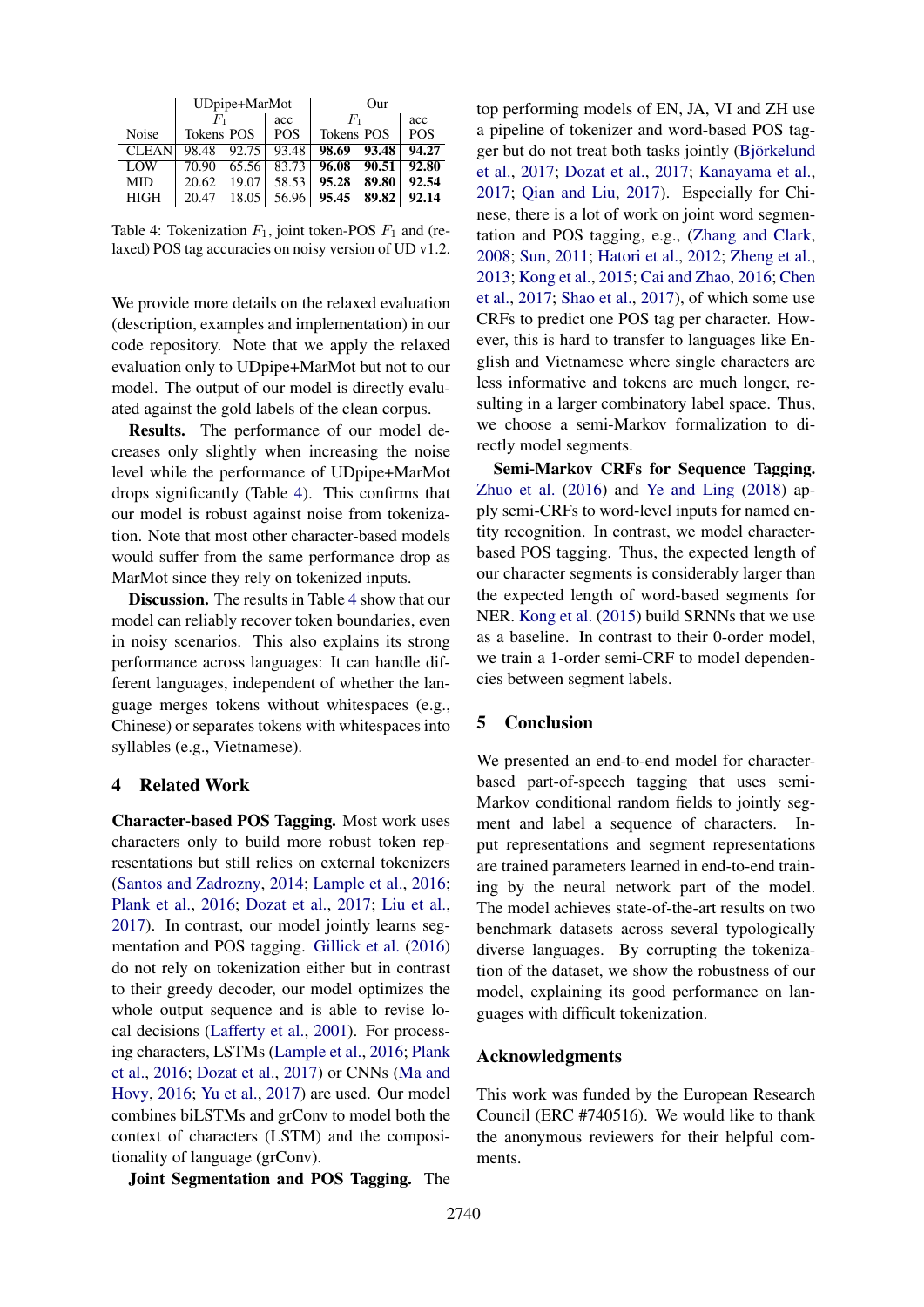| Noise | UDpipe+MarMot | | | Our | | |
|---|---|---|---|---|---|---|
| | $F_1$ | | acc | $F_1$ | | acc |
| | Tokens | POS | POS | Tokens | POS | POS |
| CLEAN | 98.48 | 92.75 | 93.48 | **98.69** | **93.48** | **94.27** |
| LOW | 70.90 | 65.56 | 83.73 | **96.08** | **90.51** | **92.80** |
| MID | 20.62 | 19.07 | 58.53 | **95.28** | **89.80** | **92.54** |
| HIGH | 20.47 | 18.05 | 56.96 | **95.45** | **89.82** | **92.14** |

Table 4: Tokenization $F_1$, joint token-POS $F_1$ and (relaxed) POS tag accuracies on noisy version of UD v1.2.

We provide more details on the relaxed evaluation (description, examples and implementation) in our code repository. Note that we apply the relaxed evaluation only to UDpipe+MarMot but not to our model. The output of our model is directly evaluated against the gold labels of the clean corpus.

**Results.** The performance of our model decreases only slightly when increasing the noise level while the performance of UDpipe+MarMot drops significantly (Table 4). This confirms that our model is robust against noise from tokenization. Note that most other character-based models would suffer from the same performance drop as MarMot since they rely on tokenized inputs.

**Discussion.** The results in Table 4 show that our model can reliably recover token boundaries, even in noisy scenarios. This also explains its strong performance across languages: It can handle different languages, independent of whether the language merges tokens without whitespaces (e.g., Chinese) or separates tokens with whitespaces into syllables (e.g., Vietnamese).

## 4 Related Work

**Character-based POS Tagging.** Most work uses characters only to build more robust token representations but still relies on external tokenizers (Santos and Zadrozny, 2014; Lample et al., 2016; Plank et al., 2016; Dozat et al., 2017; Liu et al., 2017). In contrast, our model jointly learns segmentation and POS tagging. Gillick et al. (2016) do not rely on tokenization either but in contrast to their greedy decoder, our model optimizes the whole output sequence and is able to revise local decisions (Lafferty et al., 2001). For processing characters, LSTMs (Lample et al., 2016; Plank et al., 2016; Dozat et al., 2017) or CNNs (Ma and Hovy, 2016; Yu et al., 2017) are used. Our model combines biLSTMs and grConv to model both the context of characters (LSTM) and the compositionality of language (grConv).

**Joint Segmentation and POS Tagging.** The top performing models of EN, JA, VI and ZH use a pipeline of tokenizer and word-based POS tagger but do not treat both tasks jointly (Björkelund et al., 2017; Dozat et al., 2017; Kanayama et al., 2017; Qian and Liu, 2017). Especially for Chinese, there is a lot of work on joint word segmentation and POS tagging, e.g., (Zhang and Clark, 2008; Sun, 2011; Hatori et al., 2012; Zheng et al., 2013; Kong et al., 2015; Cai and Zhao, 2016; Chen et al., 2017; Shao et al., 2017), of which some use CRFs to predict one POS tag per character. However, this is hard to transfer to languages like English and Vietnamese where single characters are less informative and tokens are much longer, resulting in a larger combinatory label space. Thus, we choose a semi-Markov formalization to directly model segments.

**Semi-Markov CRFs for Sequence Tagging.** Zhuo et al. (2016) and Ye and Ling (2018) apply semi-CRFs to word-level inputs for named entity recognition. In contrast, we model character-based POS tagging. Thus, the expected length of our character segments is considerably larger than the expected length of word-based segments for NER. Kong et al. (2015) build SRNNs that we use as a baseline. In contrast to their 0-order model, we train a 1-order semi-CRF to model dependencies between segment labels.

## 5 Conclusion

We presented an end-to-end model for character-based part-of-speech tagging that uses semi-Markov conditional random fields to jointly segment and label a sequence of characters. Input representations and segment representations are trained parameters learned in end-to-end training by the neural network part of the model. The model achieves state-of-the-art results on two benchmark datasets across several typologically diverse languages. By corrupting the tokenization of the dataset, we show the robustness of our model, explaining its good performance on languages with difficult tokenization.

## Acknowledgments

This work was funded by the European Research Council (ERC #740516). We would like to thank the anonymous reviewers for their helpful comments.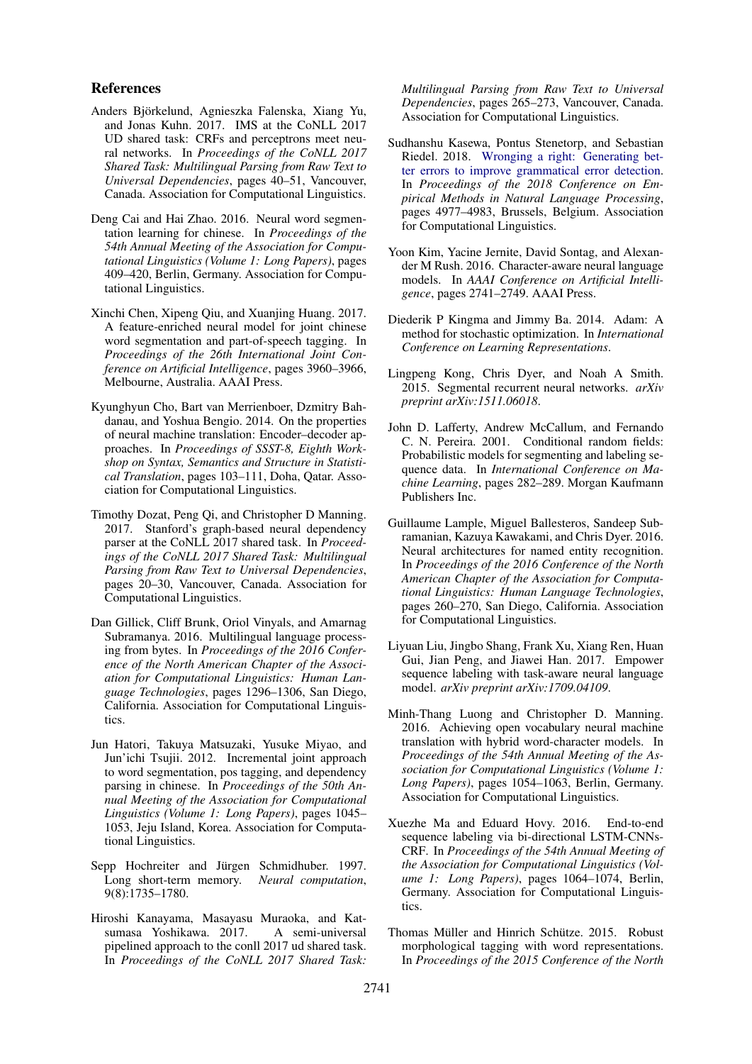## References

Anders Björkelund, Agnieszka Falenska, Xiang Yu, and Jonas Kuhn. 2017. IMS at the CoNLL 2017 UD shared task: CRFs and perceptrons meet neural networks. In *Proceedings of the CoNLL 2017 Shared Task: Multilingual Parsing from Raw Text to Universal Dependencies*, pages 40–51, Vancouver, Canada. Association for Computational Linguistics.

Deng Cai and Hai Zhao. 2016. Neural word segmentation learning for chinese. In *Proceedings of the 54th Annual Meeting of the Association for Computational Linguistics (Volume 1: Long Papers)*, pages 409–420, Berlin, Germany. Association for Computational Linguistics.

Xinchi Chen, Xipeng Qiu, and Xuanjing Huang. 2017. A feature-enriched neural model for joint chinese word segmentation and part-of-speech tagging. In *Proceedings of the 26th International Joint Conference on Artificial Intelligence*, pages 3960–3966, Melbourne, Australia. AAAI Press.

Kyunghyun Cho, Bart van Merrienboer, Dzmitry Bahdanau, and Yoshua Bengio. 2014. On the properties of neural machine translation: Encoder–decoder approaches. In *Proceedings of SSST-8, Eighth Workshop on Syntax, Semantics and Structure in Statistical Translation*, pages 103–111, Doha, Qatar. Association for Computational Linguistics.

Timothy Dozat, Peng Qi, and Christopher D Manning. 2017. Stanford's graph-based neural dependency parser at the CoNLL 2017 shared task. In *Proceedings of the CoNLL 2017 Shared Task: Multilingual Parsing from Raw Text to Universal Dependencies*, pages 20–30, Vancouver, Canada. Association for Computational Linguistics.

Dan Gillick, Cliff Brunk, Oriol Vinyals, and Amarnag Subramanya. 2016. Multilingual language processing from bytes. In *Proceedings of the 2016 Conference of the North American Chapter of the Association for Computational Linguistics: Human Language Technologies*, pages 1296–1306, San Diego, California. Association for Computational Linguistics.

Jun Hatori, Takuya Matsuzaki, Yusuke Miyao, and Jun'ichi Tsujii. 2012. Incremental joint approach to word segmentation, pos tagging, and dependency parsing in chinese. In *Proceedings of the 50th Annual Meeting of the Association for Computational Linguistics (Volume 1: Long Papers)*, pages 1045–1053, Jeju Island, Korea. Association for Computational Linguistics.

Sepp Hochreiter and Jürgen Schmidhuber. 1997. Long short-term memory. *Neural computation*, 9(8):1735–1780.

Hiroshi Kanayama, Masayasu Muraoka, and Katsumasa Yoshikawa. 2017. A semi-universal pipelined approach to the conll 2017 ud shared task. In *Proceedings of the CoNLL 2017 Shared Task: Multilingual Parsing from Raw Text to Universal Dependencies*, pages 265–273, Vancouver, Canada. Association for Computational Linguistics.

Sudhanshu Kasewa, Pontus Stenetorp, and Sebastian Riedel. 2018. Wronging a right: Generating better errors to improve grammatical error detection. In *Proceedings of the 2018 Conference on Empirical Methods in Natural Language Processing*, pages 4977–4983, Brussels, Belgium. Association for Computational Linguistics.

Yoon Kim, Yacine Jernite, David Sontag, and Alexander M Rush. 2016. Character-aware neural language models. In *AAAI Conference on Artificial Intelligence*, pages 2741–2749. AAAI Press.

Diederik P Kingma and Jimmy Ba. 2014. Adam: A method for stochastic optimization. In *International Conference on Learning Representations*.

Lingpeng Kong, Chris Dyer, and Noah A Smith. 2015. Segmental recurrent neural networks. *arXiv preprint arXiv:1511.06018*.

John D. Lafferty, Andrew McCallum, and Fernando C. N. Pereira. 2001. Conditional random fields: Probabilistic models for segmenting and labeling sequence data. In *International Conference on Machine Learning*, pages 282–289. Morgan Kaufmann Publishers Inc.

Guillaume Lample, Miguel Ballesteros, Sandeep Subramanian, Kazuya Kawakami, and Chris Dyer. 2016. Neural architectures for named entity recognition. In *Proceedings of the 2016 Conference of the North American Chapter of the Association for Computational Linguistics: Human Language Technologies*, pages 260–270, San Diego, California. Association for Computational Linguistics.

Liyuan Liu, Jingbo Shang, Frank Xu, Xiang Ren, Huan Gui, Jian Peng, and Jiawei Han. 2017. Empower sequence labeling with task-aware neural language model. *arXiv preprint arXiv:1709.04109*.

Minh-Thang Luong and Christopher D. Manning. 2016. Achieving open vocabulary neural machine translation with hybrid word-character models. In *Proceedings of the 54th Annual Meeting of the Association for Computational Linguistics (Volume 1: Long Papers)*, pages 1054–1063, Berlin, Germany. Association for Computational Linguistics.

Xuezhe Ma and Eduard Hovy. 2016. End-to-end sequence labeling via bi-directional LSTM-CNNs-CRF. In *Proceedings of the 54th Annual Meeting of the Association for Computational Linguistics (Volume 1: Long Papers)*, pages 1064–1074, Berlin, Germany. Association for Computational Linguistics.

Thomas Müller and Hinrich Schütze. 2015. Robust morphological tagging with word representations. In *Proceedings of the 2015 Conference of the North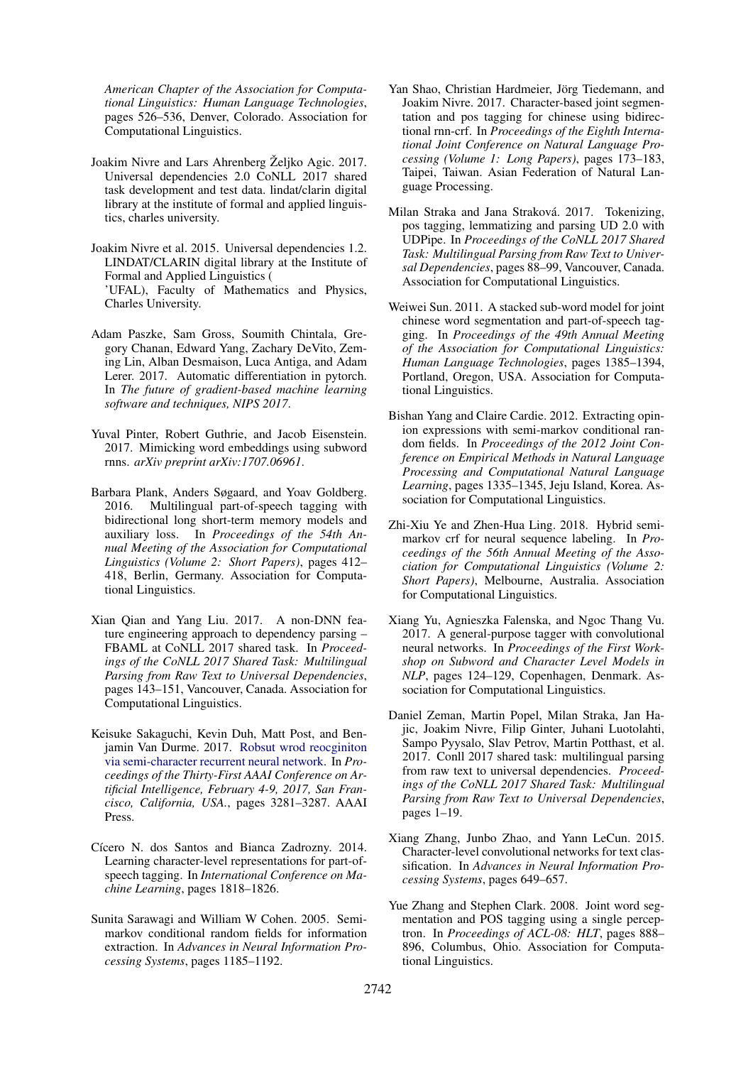*American Chapter of the Association for Computational Linguistics: Human Language Technologies*, pages 526–536, Denver, Colorado. Association for Computational Linguistics.

Joakim Nivre and Lars Ahrenberg Željko Agic. 2017. Universal dependencies 2.0 CoNLL 2017 shared task development and test data. lindat/clarin digital library at the institute of formal and applied linguistics, charles university.

Joakim Nivre et al. 2015. Universal dependencies 1.2. LINDAT/CLARIN digital library at the Institute of Formal and Applied Linguistics ( 'UFAL), Faculty of Mathematics and Physics, Charles University.

Adam Paszke, Sam Gross, Soumith Chintala, Gregory Chanan, Edward Yang, Zachary DeVito, Zeming Lin, Alban Desmaison, Luca Antiga, and Adam Lerer. 2017. Automatic differentiation in pytorch. In *The future of gradient-based machine learning software and techniques, NIPS 2017*.

Yuval Pinter, Robert Guthrie, and Jacob Eisenstein. 2017. Mimicking word embeddings using subword rnns. *arXiv preprint arXiv:1707.06961*.

Barbara Plank, Anders Søgaard, and Yoav Goldberg. 2016. Multilingual part-of-speech tagging with bidirectional long short-term memory models and auxiliary loss. In *Proceedings of the 54th Annual Meeting of the Association for Computational Linguistics (Volume 2: Short Papers)*, pages 412–418, Berlin, Germany. Association for Computational Linguistics.

Xian Qian and Yang Liu. 2017. A non-DNN feature engineering approach to dependency parsing – FBAML at CoNLL 2017 shared task. In *Proceedings of the CoNLL 2017 Shared Task: Multilingual Parsing from Raw Text to Universal Dependencies*, pages 143–151, Vancouver, Canada. Association for Computational Linguistics.

Keisuke Sakaguchi, Kevin Duh, Matt Post, and Benjamin Van Durme. 2017. Robsut wrod reocginiton via semi-character recurrent neural network. In *Proceedings of the Thirty-First AAAI Conference on Artificial Intelligence, February 4-9, 2017, San Francisco, California, USA.*, pages 3281–3287. AAAI Press.

Cícero N. dos Santos and Bianca Zadrozny. 2014. Learning character-level representations for part-of-speech tagging. In *International Conference on Machine Learning*, pages 1818–1826.

Sunita Sarawagi and William W Cohen. 2005. Semi-markov conditional random fields for information extraction. In *Advances in Neural Information Processing Systems*, pages 1185–1192.

Yan Shao, Christian Hardmeier, Jörg Tiedemann, and Joakim Nivre. 2017. Character-based joint segmentation and pos tagging for chinese using bidirectional rnn-crf. In *Proceedings of the Eighth International Joint Conference on Natural Language Processing (Volume 1: Long Papers)*, pages 173–183, Taipei, Taiwan. Asian Federation of Natural Language Processing.

Milan Straka and Jana Straková. 2017. Tokenizing, pos tagging, lemmatizing and parsing UD 2.0 with UDPipe. In *Proceedings of the CoNLL 2017 Shared Task: Multilingual Parsing from Raw Text to Universal Dependencies*, pages 88–99, Vancouver, Canada. Association for Computational Linguistics.

Weiwei Sun. 2011. A stacked sub-word model for joint chinese word segmentation and part-of-speech tagging. In *Proceedings of the 49th Annual Meeting of the Association for Computational Linguistics: Human Language Technologies*, pages 1385–1394, Portland, Oregon, USA. Association for Computational Linguistics.

Bishan Yang and Claire Cardie. 2012. Extracting opinion expressions with semi-markov conditional random fields. In *Proceedings of the 2012 Joint Conference on Empirical Methods in Natural Language Processing and Computational Natural Language Learning*, pages 1335–1345, Jeju Island, Korea. Association for Computational Linguistics.

Zhi-Xiu Ye and Zhen-Hua Ling. 2018. Hybrid semi-markov crf for neural sequence labeling. In *Proceedings of the 56th Annual Meeting of the Association for Computational Linguistics (Volume 2: Short Papers)*, Melbourne, Australia. Association for Computational Linguistics.

Xiang Yu, Agnieszka Falenska, and Ngoc Thang Vu. 2017. A general-purpose tagger with convolutional neural networks. In *Proceedings of the First Workshop on Subword and Character Level Models in NLP*, pages 124–129, Copenhagen, Denmark. Association for Computational Linguistics.

Daniel Zeman, Martin Popel, Milan Straka, Jan Hajic, Joakim Nivre, Filip Ginter, Juhani Luotolahti, Sampo Pyysalo, Slav Petrov, Martin Potthast, et al. 2017. Conll 2017 shared task: multilingual parsing from raw text to universal dependencies. *Proceedings of the CoNLL 2017 Shared Task: Multilingual Parsing from Raw Text to Universal Dependencies*, pages 1–19.

Xiang Zhang, Junbo Zhao, and Yann LeCun. 2015. Character-level convolutional networks for text classification. In *Advances in Neural Information Processing Systems*, pages 649–657.

Yue Zhang and Stephen Clark. 2008. Joint word segmentation and POS tagging using a single perceptron. In *Proceedings of ACL-08: HLT*, pages 888–896, Columbus, Ohio. Association for Computational Linguistics.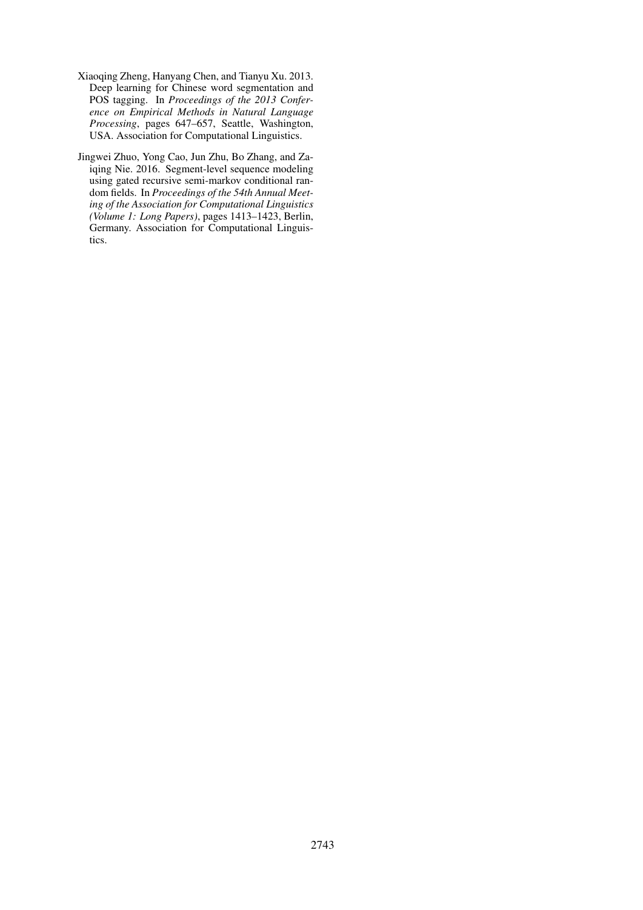Xiaoqing Zheng, Hanyang Chen, and Tianyu Xu. 2013. Deep learning for Chinese word segmentation and POS tagging. In *Proceedings of the 2013 Conference on Empirical Methods in Natural Language Processing*, pages 647–657, Seattle, Washington, USA. Association for Computational Linguistics.

Jingwei Zhuo, Yong Cao, Jun Zhu, Bo Zhang, and Zaiqing Nie. 2016. Segment-level sequence modeling using gated recursive semi-markov conditional random fields. In *Proceedings of the 54th Annual Meeting of the Association for Computational Linguistics (Volume 1: Long Papers)*, pages 1413–1423, Berlin, Germany. Association for Computational Linguistics.